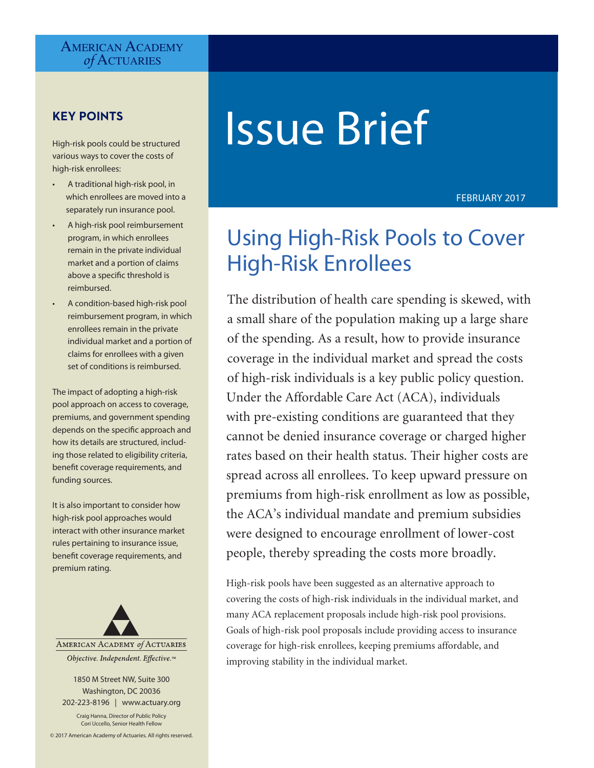AMERICAN ACADEMY *of* ACTUARIES

# Issue Brief

FEBRUARY 2017

## Using High-Risk Pools to Cover High-Risk Enrollees

### KEY POINTS

High-risk pools could be structured various ways to cover the costs of high-risk enrollees:

- A traditional high-risk pool, in which enrollees are moved into a separately run insurance pool.
- A high-risk pool reimbursement program, in which enrollees remain in the private individual market and a portion of claims above a specific threshold is reimbursed.
- A condition-based high-risk pool reimbursement program, in which enrollees remain in the private individual market and a portion of claims for enrollees with a given set of conditions is reimbursed.

The impact of adopting a high-risk pool approach on access to coverage, premiums, and government spending depends on the specific approach and how its details are structured, including those related to eligibility criteria, benefit coverage requirements, and funding sources.

It is also important to consider how high-risk pool approaches would interact with other insurance market rules pertaining to insurance issue, benefit coverage requirements, and premium rating.

AMERICAN ACADEMY *of* ACTUARIES

*Objective. Independent. Effective.™*

1850 M Street NW, Suite 300
Washington, DC 20036
202-223-8196 | www.actuary.org

Craig Hanna, Director of Public Policy
Cori Uccello, Senior Health Fellow

© 2017 American Academy of Actuaries. All rights reserved.

The distribution of health care spending is skewed, with a small share of the population making up a large share of the spending. As a result, how to provide insurance coverage in the individual market and spread the costs of high-risk individuals is a key public policy question. Under the Affordable Care Act (ACA), individuals with pre-existing conditions are guaranteed that they cannot be denied insurance coverage or charged higher rates based on their health status. Their higher costs are spread across all enrollees. To keep upward pressure on premiums from high-risk enrollment as low as possible, the ACA's individual mandate and premium subsidies were designed to encourage enrollment of lower-cost people, thereby spreading the costs more broadly.

High-risk pools have been suggested as an alternative approach to covering the costs of high-risk individuals in the individual market, and many ACA replacement proposals include high-risk pool provisions. Goals of high-risk pool proposals include providing access to insurance coverage for high-risk enrollees, keeping premiums affordable, and improving stability in the individual market.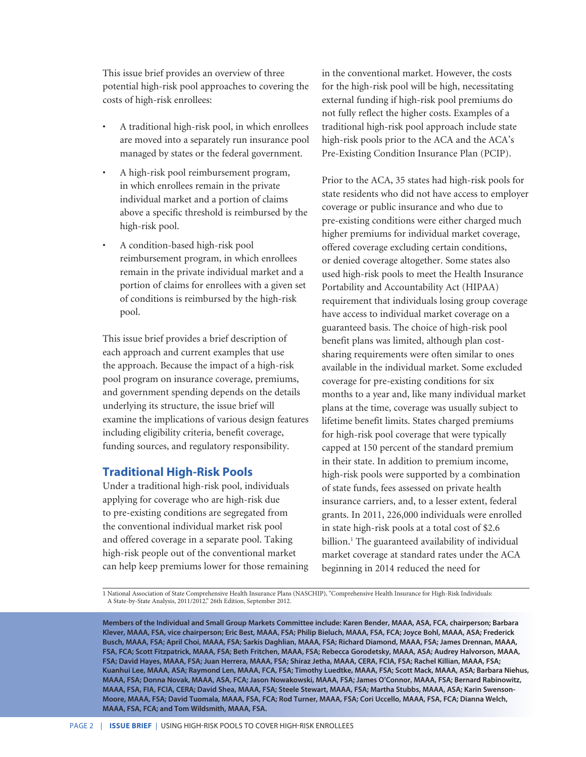This issue brief provides an overview of three potential high-risk pool approaches to covering the costs of high-risk enrollees:

- A traditional high-risk pool, in which enrollees are moved into a separately run insurance pool managed by states or the federal government.
- A high-risk pool reimbursement program, in which enrollees remain in the private individual market and a portion of claims above a specific threshold is reimbursed by the high-risk pool.
- A condition-based high-risk pool reimbursement program, in which enrollees remain in the private individual market and a portion of claims for enrollees with a given set of conditions is reimbursed by the high-risk pool.

This issue brief provides a brief description of each approach and current examples that use the approach. Because the impact of a high-risk pool program on insurance coverage, premiums, and government spending depends on the details underlying its structure, the issue brief will examine the implications of various design features including eligibility criteria, benefit coverage, funding sources, and regulatory responsibility.

## Traditional High-Risk Pools

Under a traditional high-risk pool, individuals applying for coverage who are high-risk due to pre-existing conditions are segregated from the conventional individual market risk pool and offered coverage in a separate pool. Taking high-risk people out of the conventional market can help keep premiums lower for those remaining in the conventional market. However, the costs for the high-risk pool will be high, necessitating external funding if high-risk pool premiums do not fully reflect the higher costs. Examples of a traditional high-risk pool approach include state high-risk pools prior to the ACA and the ACA's Pre-Existing Condition Insurance Plan (PCIP).

Prior to the ACA, 35 states had high-risk pools for state residents who did not have access to employer coverage or public insurance and who due to pre-existing conditions were either charged much higher premiums for individual market coverage, offered coverage excluding certain conditions, or denied coverage altogether. Some states also used high-risk pools to meet the Health Insurance Portability and Accountability Act (HIPAA) requirement that individuals losing group coverage have access to individual market coverage on a guaranteed basis. The choice of high-risk pool benefit plans was limited, although plan cost-sharing requirements were often similar to ones available in the individual market. Some excluded coverage for pre-existing conditions for six months to a year and, like many individual market plans at the time, coverage was usually subject to lifetime benefit limits. States charged premiums for high-risk pool coverage that were typically capped at 150 percent of the standard premium in their state. In addition to premium income, high-risk pools were supported by a combination of state funds, fees assessed on private health insurance carriers, and, to a lesser extent, federal grants. In 2011, 226,000 individuals were enrolled in state high-risk pools at a total cost of $2.6 billion.[1] The guaranteed availability of individual market coverage at standard rates under the ACA beginning in 2014 reduced the need for

---

1 National Association of State Comprehensive Health Insurance Plans (NASCHIP), "Comprehensive Health Insurance for High-Risk Individuals: A State-by-State Analysis, 2011/2012," 26th Edition, September 2012.

**Members of the Individual and Small Group Markets Committee include: Karen Bender, MAAA, ASA, FCA, chairperson; Barbara Klever, MAAA, FSA, vice chairperson; Eric Best, MAAA, FSA; Philip Bieluch, MAAA, FSA, FCA; Joyce Bohl, MAAA, ASA; Frederick Busch, MAAA, FSA; April Choi, MAAA, FSA; Sarkis Daghlian, MAAA, FSA; Richard Diamond, MAAA, FSA; James Drennan, MAAA, FSA, FCA; Scott Fitzpatrick, MAAA, FSA; Beth Fritchen, MAAA, FSA; Rebecca Gorodetsky, MAAA, ASA; Audrey Halvorson, MAAA, FSA; David Hayes, MAAA, FSA; Juan Herrera, MAAA, FSA; Shiraz Jetha, MAAA, CERA, FCIA, FSA; Rachel Killian, MAAA, FSA; Kuanhui Lee, MAAA, ASA; Raymond Len, MAAA, FCA, FSA; Timothy Luedtke, MAAA, FSA; Scott Mack, MAAA, ASA; Barbara Niehus, MAAA, FSA; Donna Novak, MAAA, ASA, FCA; Jason Nowakowski, MAAA, FSA; James O'Connor, MAAA, FSA; Bernard Rabinowitz, MAAA, FSA, FIA, FCIA, CERA; David Shea, MAAA, FSA; Steele Stewart, MAAA, FSA; Martha Stubbs, MAAA, ASA; Karin Swenson-Moore, MAAA, FSA; David Tuomala, MAAA, FSA, FCA; Rod Turner, MAAA, FSA; Cori Uccello, MAAA, FSA, FCA; Dianna Welch, MAAA, FSA, FCA; and Tom Wildsmith, MAAA, FSA.**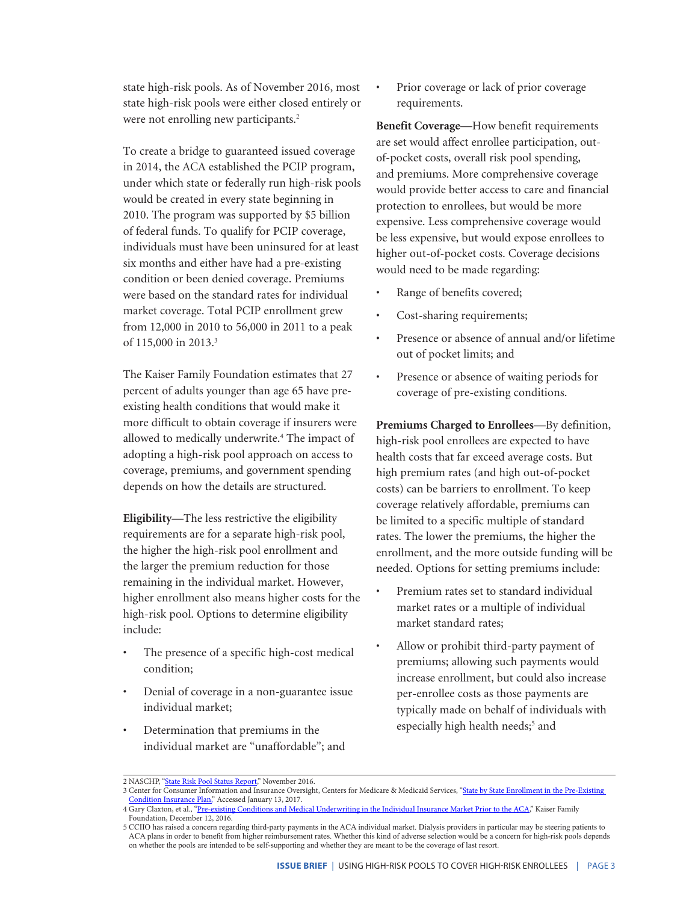state high-risk pools. As of November 2016, most state high-risk pools were either closed entirely or were not enrolling new participants.[2]

To create a bridge to guaranteed issued coverage in 2014, the ACA established the PCIP program, under which state or federally run high-risk pools would be created in every state beginning in 2010. The program was supported by $5 billion of federal funds. To qualify for PCIP coverage, individuals must have been uninsured for at least six months and either have had a pre-existing condition or been denied coverage. Premiums were based on the standard rates for individual market coverage. Total PCIP enrollment grew from 12,000 in 2010 to 56,000 in 2011 to a peak of 115,000 in 2013.[3]

The Kaiser Family Foundation estimates that 27 percent of adults younger than age 65 have pre-existing health conditions that would make it more difficult to obtain coverage if insurers were allowed to medically underwrite.[4] The impact of adopting a high-risk pool approach on access to coverage, premiums, and government spending depends on how the details are structured.

**Eligibility—**The less restrictive the eligibility requirements are for a separate high-risk pool, the higher the high-risk pool enrollment and the larger the premium reduction for those remaining in the individual market. However, higher enrollment also means higher costs for the high-risk pool. Options to determine eligibility include:

- The presence of a specific high-cost medical condition;
- Denial of coverage in a non-guarantee issue individual market;
- Determination that premiums in the individual market are "unaffordable"; and
- Prior coverage or lack of prior coverage requirements.

**Benefit Coverage—**How benefit requirements are set would affect enrollee participation, out-of-pocket costs, overall risk pool spending, and premiums. More comprehensive coverage would provide better access to care and financial protection to enrollees, but would be more expensive. Less comprehensive coverage would be less expensive, but would expose enrollees to higher out-of-pocket costs. Coverage decisions would need to be made regarding:

- Range of benefits covered;
- Cost-sharing requirements;
- Presence or absence of annual and/or lifetime out of pocket limits; and
- Presence or absence of waiting periods for coverage of pre-existing conditions.

**Premiums Charged to Enrollees—**By definition, high-risk pool enrollees are expected to have health costs that far exceed average costs. But high premium rates (and high out-of-pocket costs) can be barriers to enrollment. To keep coverage relatively affordable, premiums can be limited to a specific multiple of standard rates. The lower the premiums, the higher the enrollment, and the more outside funding will be needed. Options for setting premiums include:

- Premium rates set to standard individual market rates or a multiple of individual market standard rates;
- Allow or prohibit third-party payment of premiums; allowing such payments would increase enrollment, but could also increase per-enrollee costs as those payments are typically made on behalf of individuals with especially high health needs;[5] and

---

2 NASCHP, "State Risk Pool Status Report," November 2016.

3 Center for Consumer Information and Insurance Oversight, Centers for Medicare & Medicaid Services, "State by State Enrollment in the Pre-Existing Condition Insurance Plan," Accessed January 13, 2017.

4 Gary Claxton, et al., "Pre-existing Conditions and Medical Underwriting in the Individual Insurance Market Prior to the ACA," Kaiser Family Foundation, December 12, 2016.

5 CCIIO has raised a concern regarding third-party payments in the ACA individual market. Dialysis providers in particular may be steering patients to ACA plans in order to benefit from higher reimbursement rates. Whether this kind of adverse selection would be a concern for high-risk pools depends on whether the pools are intended to be self-supporting and whether they are meant to be the coverage of last resort.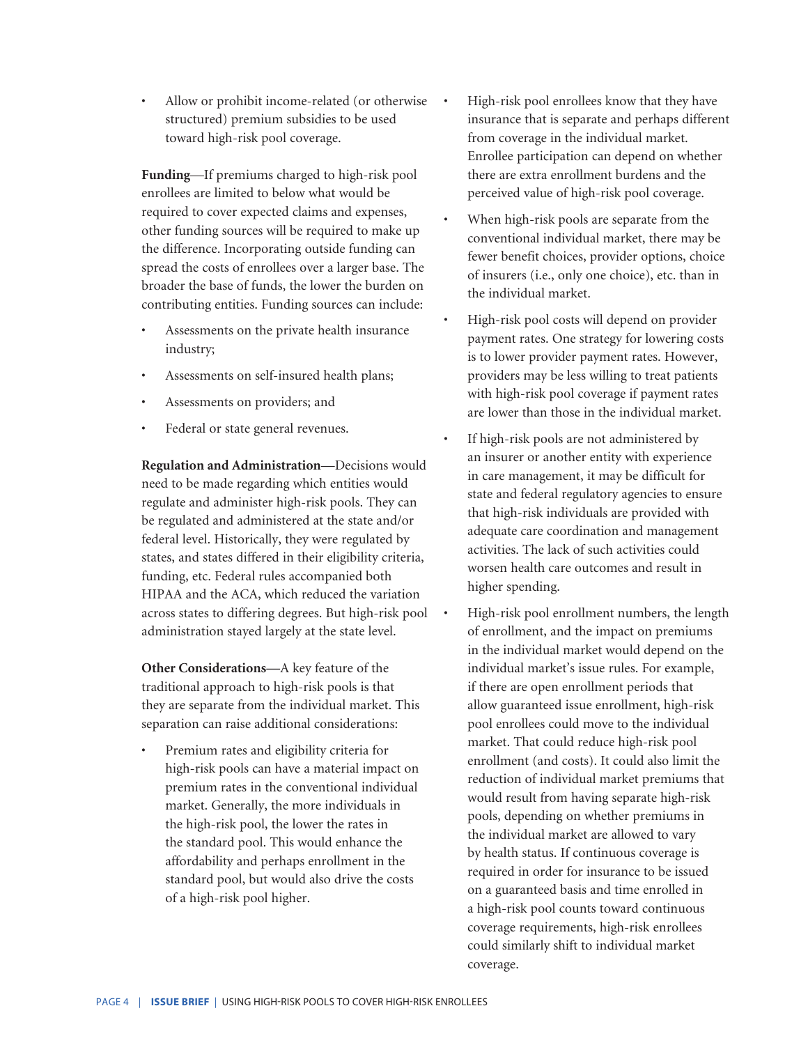- Allow or prohibit income-related (or otherwise structured) premium subsidies to be used toward high-risk pool coverage.

**Funding**—If premiums charged to high-risk pool enrollees are limited to below what would be required to cover expected claims and expenses, other funding sources will be required to make up the difference. Incorporating outside funding can spread the costs of enrollees over a larger base. The broader the base of funds, the lower the burden on contributing entities. Funding sources can include:

- Assessments on the private health insurance industry;
- Assessments on self-insured health plans;
- Assessments on providers; and
- Federal or state general revenues.

**Regulation and Administration**—Decisions would need to be made regarding which entities would regulate and administer high-risk pools. They can be regulated and administered at the state and/or federal level. Historically, they were regulated by states, and states differed in their eligibility criteria, funding, etc. Federal rules accompanied both HIPAA and the ACA, which reduced the variation across states to differing degrees. But high-risk pool administration stayed largely at the state level.

**Other Considerations—**A key feature of the traditional approach to high-risk pools is that they are separate from the individual market. This separation can raise additional considerations:

- Premium rates and eligibility criteria for high-risk pools can have a material impact on premium rates in the conventional individual market. Generally, the more individuals in the high-risk pool, the lower the rates in the standard pool. This would enhance the affordability and perhaps enrollment in the standard pool, but would also drive the costs of a high-risk pool higher.
- High-risk pool enrollees know that they have insurance that is separate and perhaps different from coverage in the individual market. Enrollee participation can depend on whether there are extra enrollment burdens and the perceived value of high-risk pool coverage.
- When high-risk pools are separate from the conventional individual market, there may be fewer benefit choices, provider options, choice of insurers (i.e., only one choice), etc. than in the individual market.
- High-risk pool costs will depend on provider payment rates. One strategy for lowering costs is to lower provider payment rates. However, providers may be less willing to treat patients with high-risk pool coverage if payment rates are lower than those in the individual market.
- If high-risk pools are not administered by an insurer or another entity with experience in care management, it may be difficult for state and federal regulatory agencies to ensure that high-risk individuals are provided with adequate care coordination and management activities. The lack of such activities could worsen health care outcomes and result in higher spending.
- High-risk pool enrollment numbers, the length of enrollment, and the impact on premiums in the individual market would depend on the individual market's issue rules. For example, if there are open enrollment periods that allow guaranteed issue enrollment, high-risk pool enrollees could move to the individual market. That could reduce high-risk pool enrollment (and costs). It could also limit the reduction of individual market premiums that would result from having separate high-risk pools, depending on whether premiums in the individual market are allowed to vary by health status. If continuous coverage is required in order for insurance to be issued on a guaranteed basis and time enrolled in a high-risk pool counts toward continuous coverage requirements, high-risk enrollees could similarly shift to individual market coverage.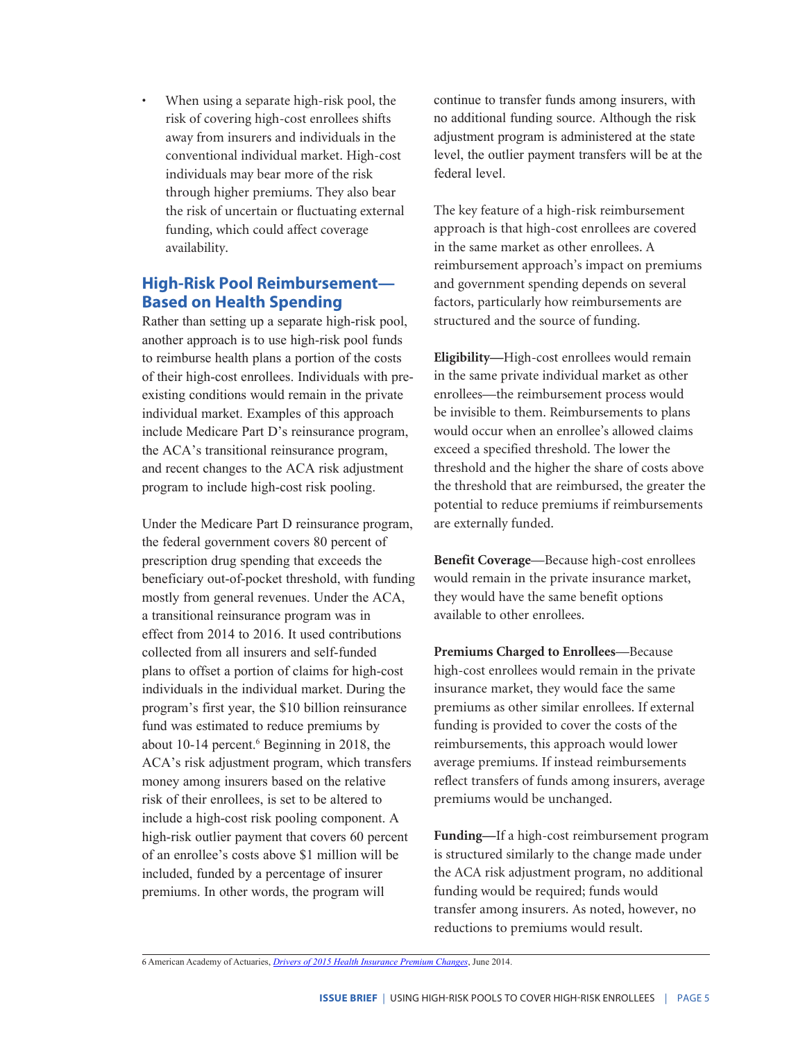- When using a separate high-risk pool, the risk of covering high-cost enrollees shifts away from insurers and individuals in the conventional individual market. High-cost individuals may bear more of the risk through higher premiums. They also bear the risk of uncertain or fluctuating external funding, which could affect coverage availability.

## High-Risk Pool Reimbursement—Based on Health Spending

Rather than setting up a separate high-risk pool, another approach is to use high-risk pool funds to reimburse health plans a portion of the costs of their high-cost enrollees. Individuals with pre-existing conditions would remain in the private individual market. Examples of this approach include Medicare Part D's reinsurance program, the ACA's transitional reinsurance program, and recent changes to the ACA risk adjustment program to include high-cost risk pooling.

Under the Medicare Part D reinsurance program, the federal government covers 80 percent of prescription drug spending that exceeds the beneficiary out-of-pocket threshold, with funding mostly from general revenues. Under the ACA, a transitional reinsurance program was in effect from 2014 to 2016. It used contributions collected from all insurers and self-funded plans to offset a portion of claims for high-cost individuals in the individual market. During the program's first year, the $10 billion reinsurance fund was estimated to reduce premiums by about 10-14 percent.[6] Beginning in 2018, the ACA's risk adjustment program, which transfers money among insurers based on the relative risk of their enrollees, is set to be altered to include a high-cost risk pooling component. A high-risk outlier payment that covers 60 percent of an enrollee's costs above $1 million will be included, funded by a percentage of insurer premiums. In other words, the program will continue to transfer funds among insurers, with no additional funding source. Although the risk adjustment program is administered at the state level, the outlier payment transfers will be at the federal level.

The key feature of a high-risk reimbursement approach is that high-cost enrollees are covered in the same market as other enrollees. A reimbursement approach's impact on premiums and government spending depends on several factors, particularly how reimbursements are structured and the source of funding.

**Eligibility—**High-cost enrollees would remain in the same private individual market as other enrollees—the reimbursement process would be invisible to them. Reimbursements to plans would occur when an enrollee's allowed claims exceed a specified threshold. The lower the threshold and the higher the share of costs above the threshold that are reimbursed, the greater the potential to reduce premiums if reimbursements are externally funded.

**Benefit Coverage—**Because high-cost enrollees would remain in the private insurance market, they would have the same benefit options available to other enrollees.

**Premiums Charged to Enrollees—**Because high-cost enrollees would remain in the private insurance market, they would face the same premiums as other similar enrollees. If external funding is provided to cover the costs of the reimbursements, this approach would lower average premiums. If instead reimbursements reflect transfers of funds among insurers, average premiums would be unchanged.

**Funding—**If a high-cost reimbursement program is structured similarly to the change made under the ACA risk adjustment program, no additional funding would be required; funds would transfer among insurers. As noted, however, no reductions to premiums would result.

---

6 American Academy of Actuaries, *Drivers of 2015 Health Insurance Premium Changes*, June 2014.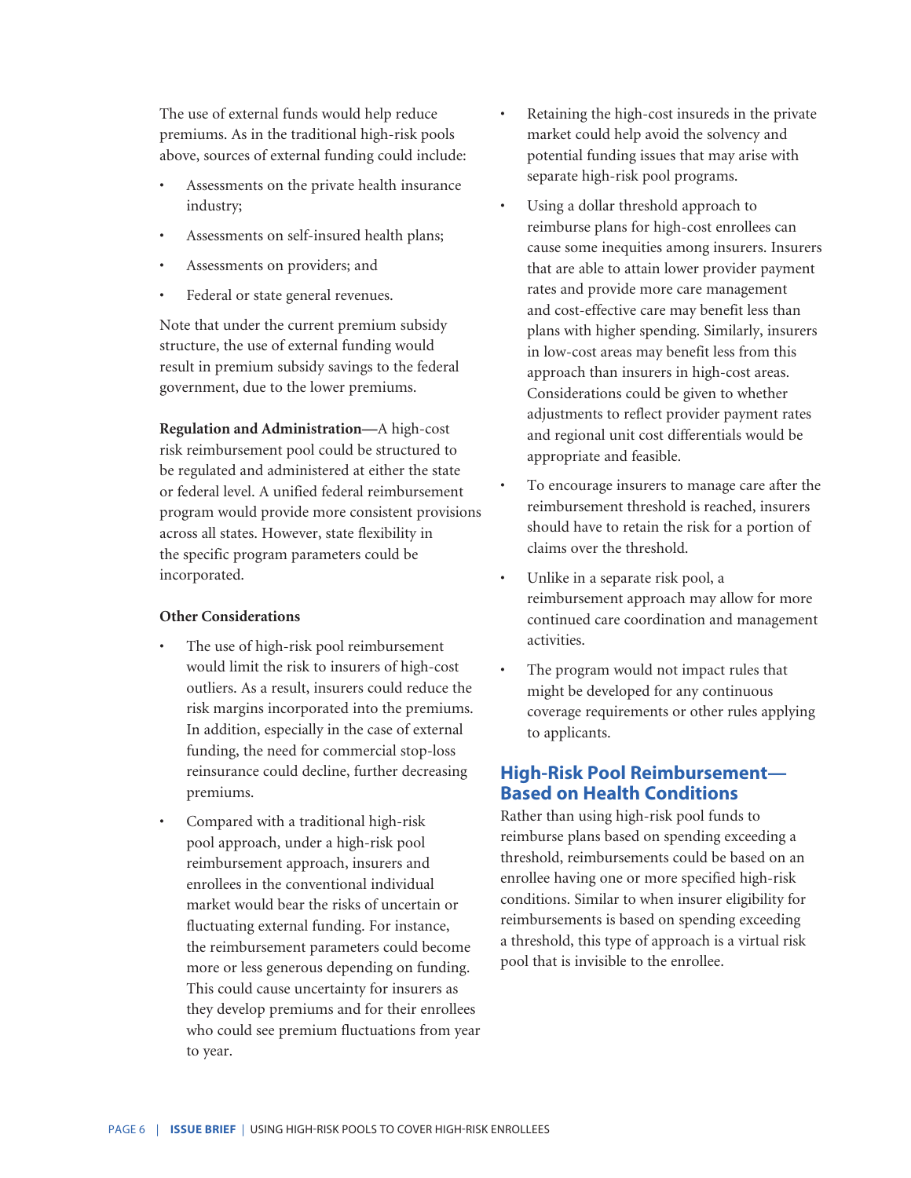The use of external funds would help reduce premiums. As in the traditional high-risk pools above, sources of external funding could include:

- Assessments on the private health insurance industry;
- Assessments on self-insured health plans;
- Assessments on providers; and
- Federal or state general revenues.

Note that under the current premium subsidy structure, the use of external funding would result in premium subsidy savings to the federal government, due to the lower premiums.

**Regulation and Administration—**A high-cost risk reimbursement pool could be structured to be regulated and administered at either the state or federal level. A unified federal reimbursement program would provide more consistent provisions across all states. However, state flexibility in the specific program parameters could be incorporated.

**Other Considerations**

- The use of high-risk pool reimbursement would limit the risk to insurers of high-cost outliers. As a result, insurers could reduce the risk margins incorporated into the premiums. In addition, especially in the case of external funding, the need for commercial stop-loss reinsurance could decline, further decreasing premiums.
- Compared with a traditional high-risk pool approach, under a high-risk pool reimbursement approach, insurers and enrollees in the conventional individual market would bear the risks of uncertain or fluctuating external funding. For instance, the reimbursement parameters could become more or less generous depending on funding. This could cause uncertainty for insurers as they develop premiums and for their enrollees who could see premium fluctuations from year to year.
- Retaining the high-cost insureds in the private market could help avoid the solvency and potential funding issues that may arise with separate high-risk pool programs.
- Using a dollar threshold approach to reimburse plans for high-cost enrollees can cause some inequities among insurers. Insurers that are able to attain lower provider payment rates and provide more care management and cost-effective care may benefit less than plans with higher spending. Similarly, insurers in low-cost areas may benefit less from this approach than insurers in high-cost areas. Considerations could be given to whether adjustments to reflect provider payment rates and regional unit cost differentials would be appropriate and feasible.
- To encourage insurers to manage care after the reimbursement threshold is reached, insurers should have to retain the risk for a portion of claims over the threshold.
- Unlike in a separate risk pool, a reimbursement approach may allow for more continued care coordination and management activities.
- The program would not impact rules that might be developed for any continuous coverage requirements or other rules applying to applicants.

## High-Risk Pool Reimbursement—Based on Health Conditions

Rather than using high-risk pool funds to reimburse plans based on spending exceeding a threshold, reimbursements could be based on an enrollee having one or more specified high-risk conditions. Similar to when insurer eligibility for reimbursements is based on spending exceeding a threshold, this type of approach is a virtual risk pool that is invisible to the enrollee.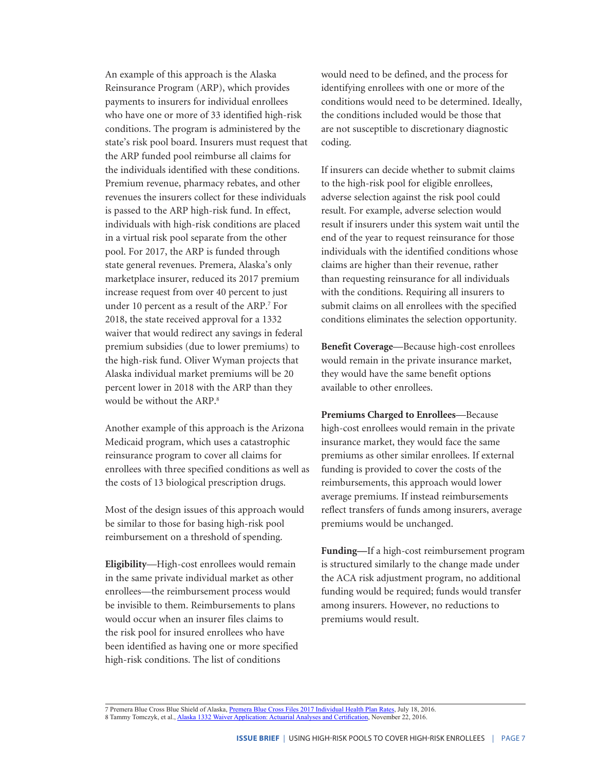An example of this approach is the Alaska Reinsurance Program (ARP), which provides payments to insurers for individual enrollees who have one or more of 33 identified high-risk conditions. The program is administered by the state's risk pool board. Insurers must request that the ARP funded pool reimburse all claims for the individuals identified with these conditions. Premium revenue, pharmacy rebates, and other revenues the insurers collect for these individuals is passed to the ARP high-risk fund. In effect, individuals with high-risk conditions are placed in a virtual risk pool separate from the other pool. For 2017, the ARP is funded through state general revenues. Premera, Alaska's only marketplace insurer, reduced its 2017 premium increase request from over 40 percent to just under 10 percent as a result of the ARP.[7] For 2018, the state received approval for a 1332 waiver that would redirect any savings in federal premium subsidies (due to lower premiums) to the high-risk fund. Oliver Wyman projects that Alaska individual market premiums will be 20 percent lower in 2018 with the ARP than they would be without the ARP.[8]

Another example of this approach is the Arizona Medicaid program, which uses a catastrophic reinsurance program to cover all claims for enrollees with three specified conditions as well as the costs of 13 biological prescription drugs.

Most of the design issues of this approach would be similar to those for basing high-risk pool reimbursement on a threshold of spending.

**Eligibility**—High-cost enrollees would remain in the same private individual market as other enrollees—the reimbursement process would be invisible to them. Reimbursements to plans would occur when an insurer files claims to the risk pool for insured enrollees who have been identified as having one or more specified high-risk conditions. The list of conditions would need to be defined, and the process for identifying enrollees with one or more of the conditions would need to be determined. Ideally, the conditions included would be those that are not susceptible to discretionary diagnostic coding.

If insurers can decide whether to submit claims to the high-risk pool for eligible enrollees, adverse selection against the risk pool could result. For example, adverse selection would result if insurers under this system wait until the end of the year to request reinsurance for those individuals with the identified conditions whose claims are higher than their revenue, rather than requesting reinsurance for all individuals with the conditions. Requiring all insurers to submit claims on all enrollees with the specified conditions eliminates the selection opportunity.

**Benefit Coverage**—Because high-cost enrollees would remain in the private insurance market, they would have the same benefit options available to other enrollees.

**Premiums Charged to Enrollees**—Because high-cost enrollees would remain in the private insurance market, they would face the same premiums as other similar enrollees. If external funding is provided to cover the costs of the reimbursements, this approach would lower average premiums. If instead reimbursements reflect transfers of funds among insurers, average premiums would be unchanged.

**Funding—**If a high-cost reimbursement program is structured similarly to the change made under the ACA risk adjustment program, no additional funding would be required; funds would transfer among insurers. However, no reductions to premiums would result.

---

7 Premera Blue Cross Blue Shield of Alaska, [Premera Blue Cross Files 2017 Individual Health Plan Rates](), July 18, 2016.
8 Tammy Tomczyk, et al., [Alaska 1332 Waiver Application: Actuarial Analyses and Certification](), November 22, 2016.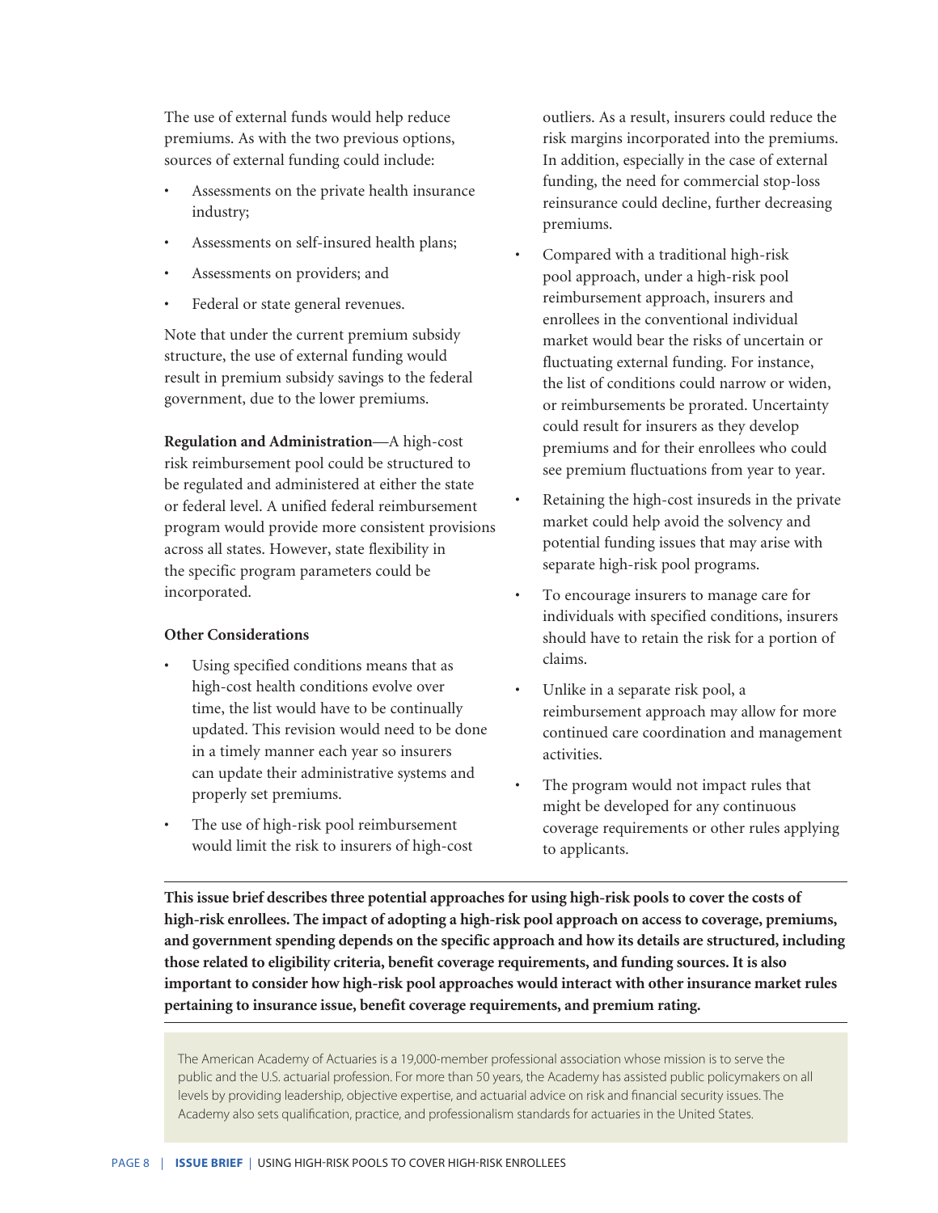The use of external funds would help reduce premiums. As with the two previous options, sources of external funding could include:

- Assessments on the private health insurance industry;
- Assessments on self-insured health plans;
- Assessments on providers; and
- Federal or state general revenues.

Note that under the current premium subsidy structure, the use of external funding would result in premium subsidy savings to the federal government, due to the lower premiums.

**Regulation and Administration**—A high-cost risk reimbursement pool could be structured to be regulated and administered at either the state or federal level. A unified federal reimbursement program would provide more consistent provisions across all states. However, state flexibility in the specific program parameters could be incorporated.

**Other Considerations**

- Using specified conditions means that as high-cost health conditions evolve over time, the list would have to be continually updated. This revision would need to be done in a timely manner each year so insurers can update their administrative systems and properly set premiums.
- The use of high-risk pool reimbursement would limit the risk to insurers of high-cost outliers. As a result, insurers could reduce the risk margins incorporated into the premiums. In addition, especially in the case of external funding, the need for commercial stop-loss reinsurance could decline, further decreasing premiums.
- Compared with a traditional high-risk pool approach, under a high-risk pool reimbursement approach, insurers and enrollees in the conventional individual market would bear the risks of uncertain or fluctuating external funding. For instance, the list of conditions could narrow or widen, or reimbursements be prorated. Uncertainty could result for insurers as they develop premiums and for their enrollees who could see premium fluctuations from year to year.
- Retaining the high-cost insureds in the private market could help avoid the solvency and potential funding issues that may arise with separate high-risk pool programs.
- To encourage insurers to manage care for individuals with specified conditions, insurers should have to retain the risk for a portion of claims.
- Unlike in a separate risk pool, a reimbursement approach may allow for more continued care coordination and management activities.
- The program would not impact rules that might be developed for any continuous coverage requirements or other rules applying to applicants.

---

**This issue brief describes three potential approaches for using high-risk pools to cover the costs of high-risk enrollees. The impact of adopting a high-risk pool approach on access to coverage, premiums, and government spending depends on the specific approach and how its details are structured, including those related to eligibility criteria, benefit coverage requirements, and funding sources. It is also important to consider how high-risk pool approaches would interact with other insurance market rules pertaining to insurance issue, benefit coverage requirements, and premium rating.**

---

The American Academy of Actuaries is a 19,000-member professional association whose mission is to serve the public and the U.S. actuarial profession. For more than 50 years, the Academy has assisted public policymakers on all levels by providing leadership, objective expertise, and actuarial advice on risk and financial security issues. The Academy also sets qualification, practice, and professionalism standards for actuaries in the United States.